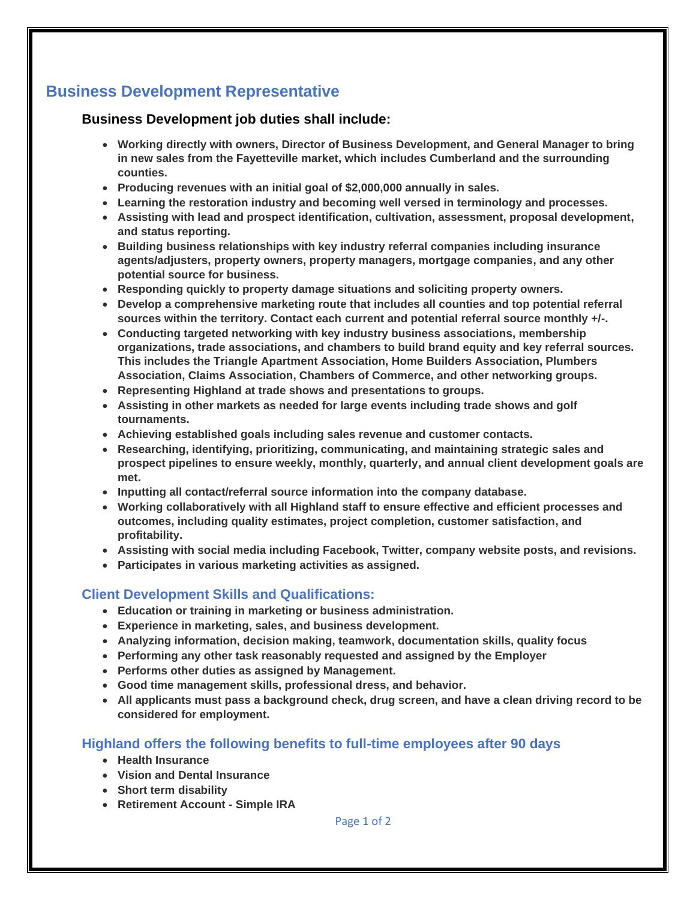# Business Development Representative

### Business Development job duties shall include:

- **Working directly with owners, Director of Business Development, and General Manager to bring in new sales from the Fayetteville market, which includes Cumberland and the surrounding counties.**
- **Producing revenues with an initial goal of $2,000,000 annually in sales.**
- **Learning the restoration industry and becoming well versed in terminology and processes.**
- **Assisting with lead and prospect identification, cultivation, assessment, proposal development, and status reporting.**
- **Building business relationships with key industry referral companies including insurance agents/adjusters, property owners, property managers, mortgage companies, and any other potential source for business.**
- **Responding quickly to property damage situations and soliciting property owners.**
- **Develop a comprehensive marketing route that includes all counties and top potential referral sources within the territory. Contact each current and potential referral source monthly +/-.**
- **Conducting targeted networking with key industry business associations, membership organizations, trade associations, and chambers to build brand equity and key referral sources. This includes the Triangle Apartment Association, Home Builders Association, Plumbers Association, Claims Association, Chambers of Commerce, and other networking groups.**
- **Representing Highland at trade shows and presentations to groups.**
- **Assisting in other markets as needed for large events including trade shows and golf tournaments.**
- **Achieving established goals including sales revenue and customer contacts.**
- **Researching, identifying, prioritizing, communicating, and maintaining strategic sales and prospect pipelines to ensure weekly, monthly, quarterly, and annual client development goals are met.**
- **Inputting all contact/referral source information into the company database.**
- **Working collaboratively with all Highland staff to ensure effective and efficient processes and outcomes, including quality estimates, project completion, customer satisfaction, and profitability.**
- **Assisting with social media including Facebook, Twitter, company website posts, and revisions.**
- **Participates in various marketing activities as assigned.**

### Client Development Skills and Qualifications:

- **Education or training in marketing or business administration.**
- **Experience in marketing, sales, and business development.**
- **Analyzing information, decision making, teamwork, documentation skills, quality focus**
- **Performing any other task reasonably requested and assigned by the Employer**
- **Performs other duties as assigned by Management.**
- **Good time management skills, professional dress, and behavior.**
- **All applicants must pass a background check, drug screen, and have a clean driving record to be considered for employment.**

### Highland offers the following benefits to full-time employees after 90 days

- **Health Insurance**
- **Vision and Dental Insurance**
- **Short term disability**
- **Retirement Account - Simple IRA**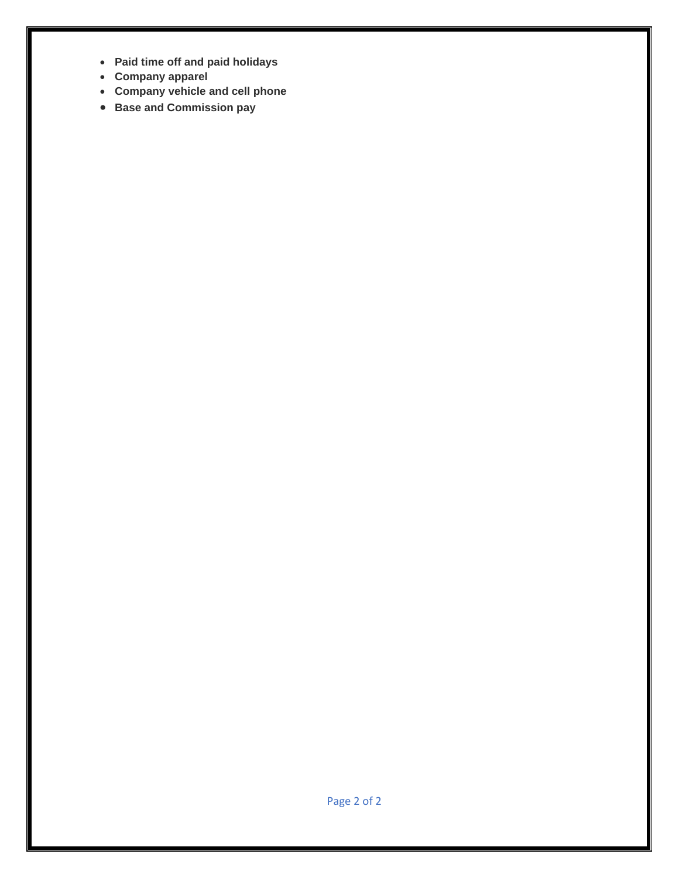- **Paid time off and paid holidays**
- **Company apparel**
- **Company vehicle and cell phone**
- **Base and Commission pay**